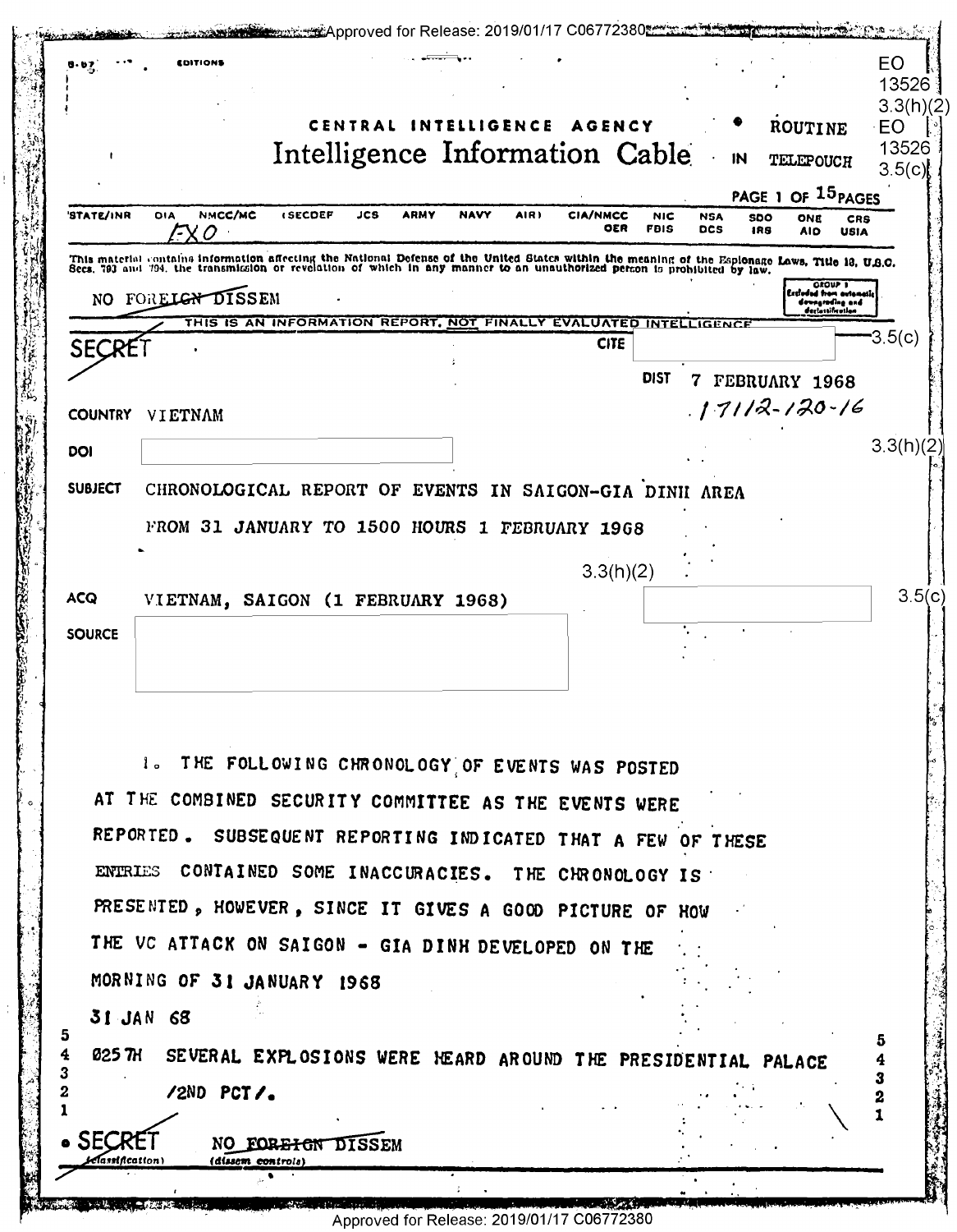EO 13526 3.3(h)(2)
EO 13526 3.5(c)

CENTRAL INTELLIGENCE AGENCY

# Intelligence Information Cable

ROUTINE

IN TELEPOUCH

PAGE 1 OF 15 PAGES

STATE/INR DIA NMCC/MC (SECDEF JCS ARMY NAVY AIR) CIA/NMCC NIC NSA SDO ONE CRS
OER FBIS DCS IRS AID USIA

EXO

This material contains information affecting the National Defense of the United States within the meaning of the Espionage Laws, Title 18, U.S.C. Secs. 793 and 794, the transmission or revelation of which in any manner to an unauthorized person is prohibited by law.

NO FOREIGN DISSEM

GROUP 1 Excluded from automatic downgrading and declassification

THIS IS AN INFORMATION REPORT, NOT FINALLY EVALUATED INTELLIGENCE

SECRET

CITE [redacted] 3.5(c)

DIST 7 FEBRUARY 1968

17112-120-16

COUNTRY VIETNAM

DOI [redacted] 3.3(h)(2)

SUBJECT CHRONOLOGICAL REPORT OF EVENTS IN SAIGON-GIA DINH AREA FROM 31 JANUARY TO 1500 HOURS 1 FEBRUARY 1968

3.3(h)(2)

ACQ VIETNAM, SAIGON (1 FEBRUARY 1968) [redacted] 3.5(c)

SOURCE [redacted]

1. THE FOLLOWING CHRONOLOGY OF EVENTS WAS POSTED AT THE COMBINED SECURITY COMMITTEE AS THE EVENTS WERE REPORTED. SUBSEQUENT REPORTING INDICATED THAT A FEW OF THESE ENTRIES CONTAINED SOME INACCURACIES. THE CHRONOLOGY IS PRESENTED, HOWEVER, SINCE IT GIVES A GOOD PICTURE OF HOW THE VC ATTACK ON SAIGON - GIA DINH DEVELOPED ON THE MORNING OF 31 JANUARY 1968

31 JAN 68

0257H SEVERAL EXPLOSIONS WERE HEARD AROUND THE PRESIDENTIAL PALACE /2ND PCT/.

SECRET NO FOREIGN DISSEM
(classification) (dissem controls)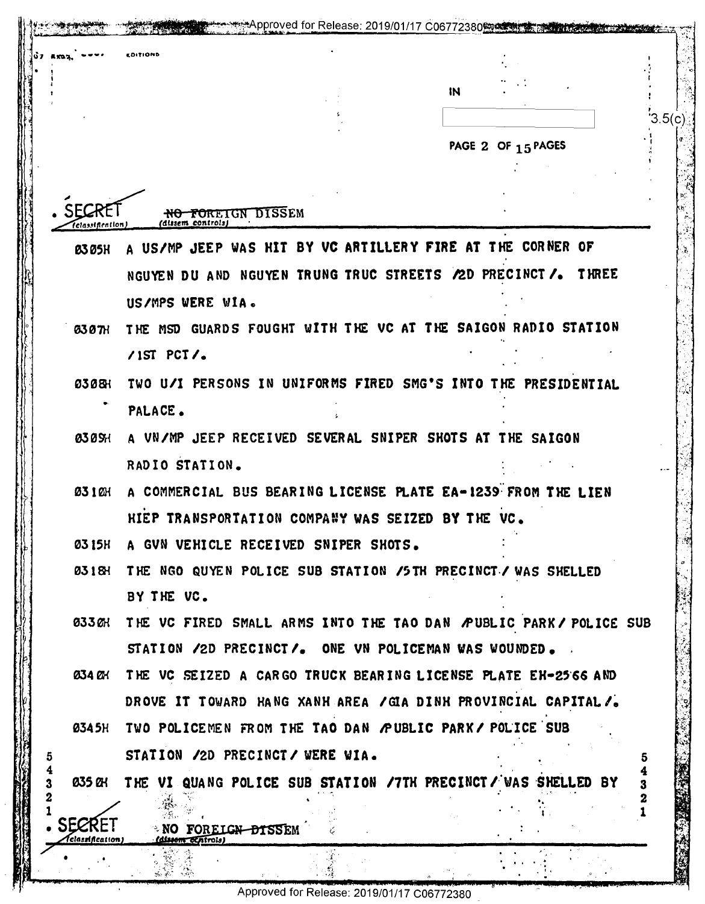IN

SECRET NO FOREIGN DISSEM

0305H A US/MP JEEP WAS HIT BY VC ARTILLERY FIRE AT THE CORNER OF NGUYEN DU AND NGUYEN TRUNG TRUC STREETS /2D PRECINCT/. THREE US/MPS WERE WIA.

0307H THE MSD GUARDS FOUGHT WITH THE VC AT THE SAIGON RADIO STATION /1ST PCT/.

0308H TWO U/I PERSONS IN UNIFORMS FIRED SMG'S INTO THE PRESIDENTIAL PALACE.

0309H A VN/MP JEEP RECEIVED SEVERAL SNIPER SHOTS AT THE SAIGON RADIO STATION.

0310H A COMMERCIAL BUS BEARING LICENSE PLATE EA-1239 FROM THE LIEN HIEP TRANSPORTATION COMPANY WAS SEIZED BY THE VC.

0315H A GVN VEHICLE RECEIVED SNIPER SHOTS.

0318H THE NGO QUYEN POLICE SUB STATION /5TH PRECINCT/ WAS SHELLED BY THE VC.

0330H THE VC FIRED SMALL ARMS INTO THE TAO DAN /PUBLIC PARK/ POLICE SUB STATION /2D PRECINCT/. ONE VN POLICEMAN WAS WOUNDED.

0340H THE VC SEIZED A CARGO TRUCK BEARING LICENSE PLATE EH-2566 AND DROVE IT TOWARD HANG XANH AREA /GIA DINH PROVINCIAL CAPITAL/.

0345H TWO POLICEMEN FROM THE TAO DAN /PUBLIC PARK/ POLICE SUB STATION /2D PRECINCT/ WERE WIA.

0350H THE VI QUANG POLICE SUB STATION /7TH PRECINCT/ WAS SHELLED BY

SECRET NO FOREIGN DISSEM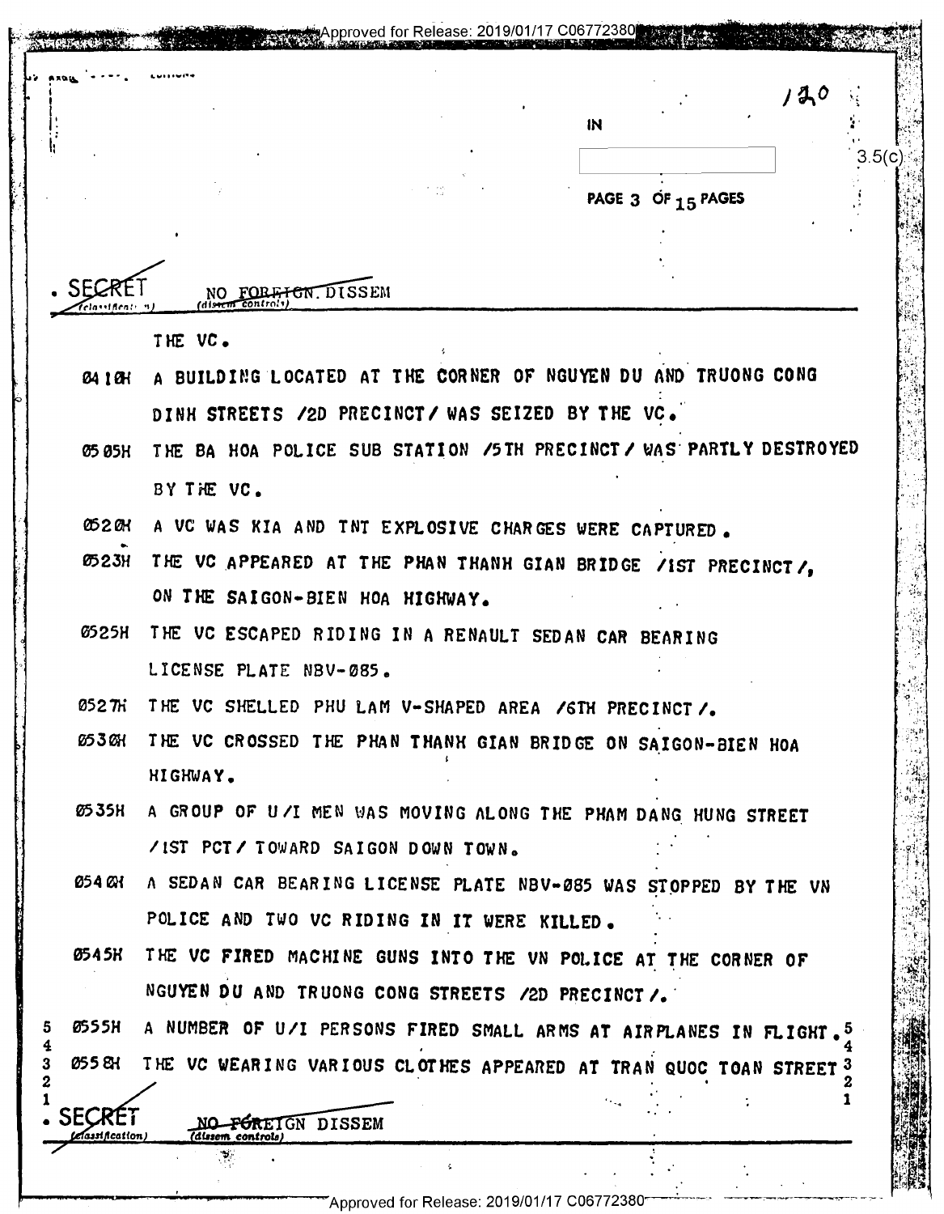SECRET NO FOREIGN DISSEM

THE VC.

0410H A BUILDING LOCATED AT THE CORNER OF NGUYEN DU AND TRUONG CONG DINH STREETS /2D PRECINCT/ WAS SEIZED BY THE VC.

0505H THE BA HOA POLICE SUB STATION /5TH PRECINCT/ WAS PARTLY DESTROYED BY THE VC.

0520H A VC WAS KIA AND TNT EXPLOSIVE CHARGES WERE CAPTURED.

0523H THE VC APPEARED AT THE PHAN THANH GIAN BRIDGE /1ST PRECINCT/, ON THE SAIGON-BIEN HOA HIGHWAY.

0525H THE VC ESCAPED RIDING IN A RENAULT SEDAN CAR BEARING LICENSE PLATE NBV-085.

0527H THE VC SHELLED PHU LAM V-SHAPED AREA /6TH PRECINCT/.

0530H THE VC CROSSED THE PHAN THANH GIAN BRIDGE ON SAIGON-BIEN HOA HIGHWAY.

0535H A GROUP OF U/I MEN WAS MOVING ALONG THE PHAM DANG HUNG STREET /1ST PCT/ TOWARD SAIGON DOWN TOWN.

0540H A SEDAN CAR BEARING LICENSE PLATE NBV-085 WAS STOPPED BY THE VN POLICE AND TWO VC RIDING IN IT WERE KILLED.

0545H THE VC FIRED MACHINE GUNS INTO THE VN POLICE AT THE CORNER OF NGUYEN DU AND TRUONG CONG STREETS /2D PRECINCT/.

0555H A NUMBER OF U/I PERSONS FIRED SMALL ARMS AT AIRPLANES IN FLIGHT.

0558H THE VC WEARING VARIOUS CLOTHES APPEARED AT TRAN QUOC TOAN STREET

SECRET NO FOREIGN DISSEM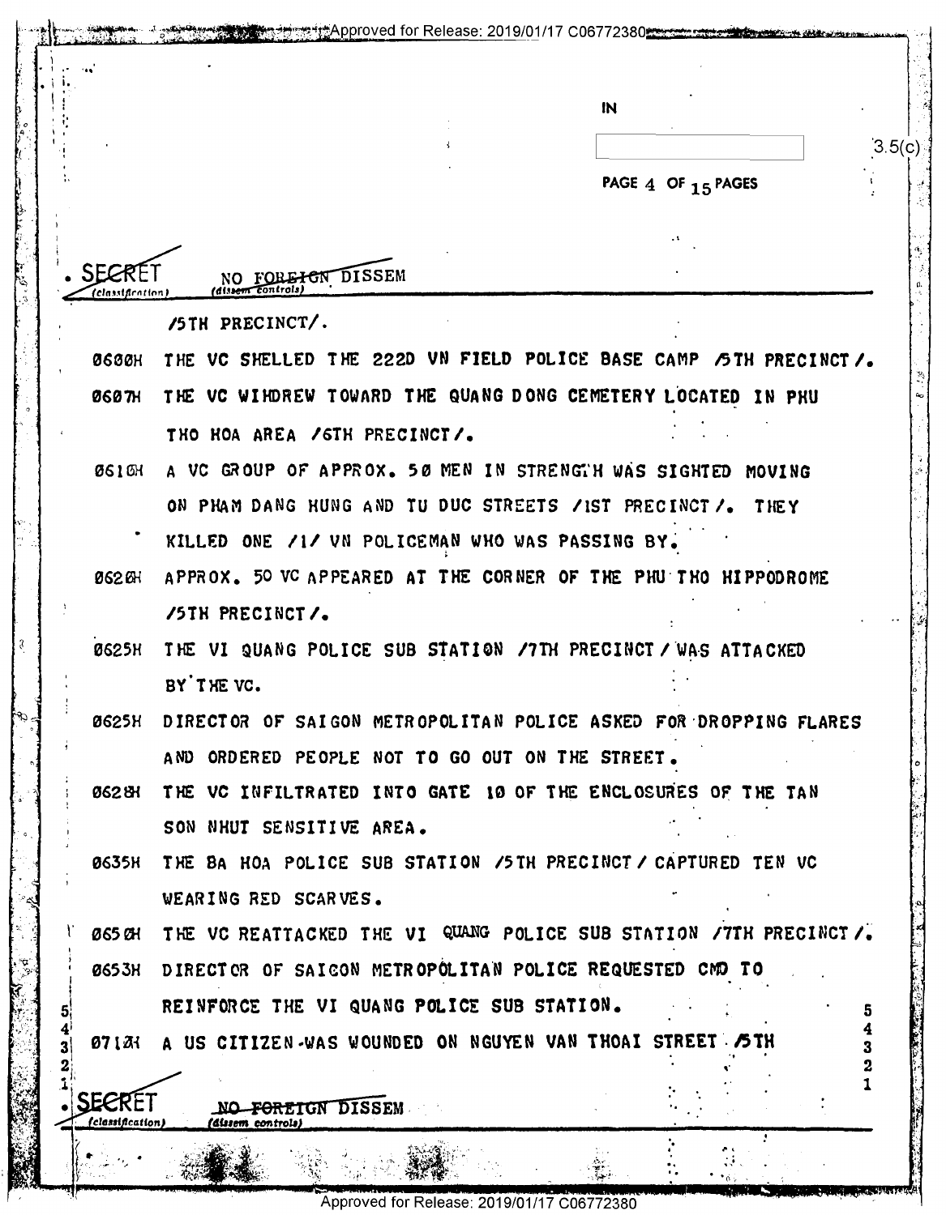/5TH PRECINCT/.

0600H THE VC SHELLED THE 222D VN FIELD POLICE BASE CAMP /5TH PRECINCT/.

0607H THE VC WIHDREW TOWARD THE QUANG DONG CEMETERY LOCATED IN PHU THO HOA AREA /6TH PRECINCT/.

0610H A VC GROUP OF APPROX. 50 MEN IN STRENGTH WAS SIGHTED MOVING ON PHAM DANG HUNG AND TU DUC STREETS /1ST PRECINCT/. THEY KILLED ONE /1/ VN POLICEMAN WHO WAS PASSING BY.

0620H APPROX. 50 VC APPEARED AT THE CORNER OF THE PHU THO HIPPODROME /5TH PRECINCT/.

0625H THE VI QUANG POLICE SUB STATION /7TH PRECINCT/ WAS ATTACKED BY THE VC.

0625H DIRECTOR OF SAIGON METROPOLITAN POLICE ASKED FOR DROPPING FLARES AND ORDERED PEOPLE NOT TO GO OUT ON THE STREET.

0628H THE VC INFILTRATED INTO GATE 10 OF THE ENCLOSURES OF THE TAN SON NHUT SENSITIVE AREA.

0635H THE BA HOA POLICE SUB STATION /5TH PRECINCT/ CAPTURED TEN VC WEARING RED SCARVES.

0650H THE VC REATTACKED THE VI QUANG POLICE SUB STATION /7TH PRECINCT/.

0653H DIRECTOR OF SAIGON METROPOLITAN POLICE REQUESTED CMD TO REINFORCE THE VI QUANG POLICE SUB STATION.

0710H A US CITIZEN WAS WOUNDED ON NGUYEN VAN THOAI STREET /5TH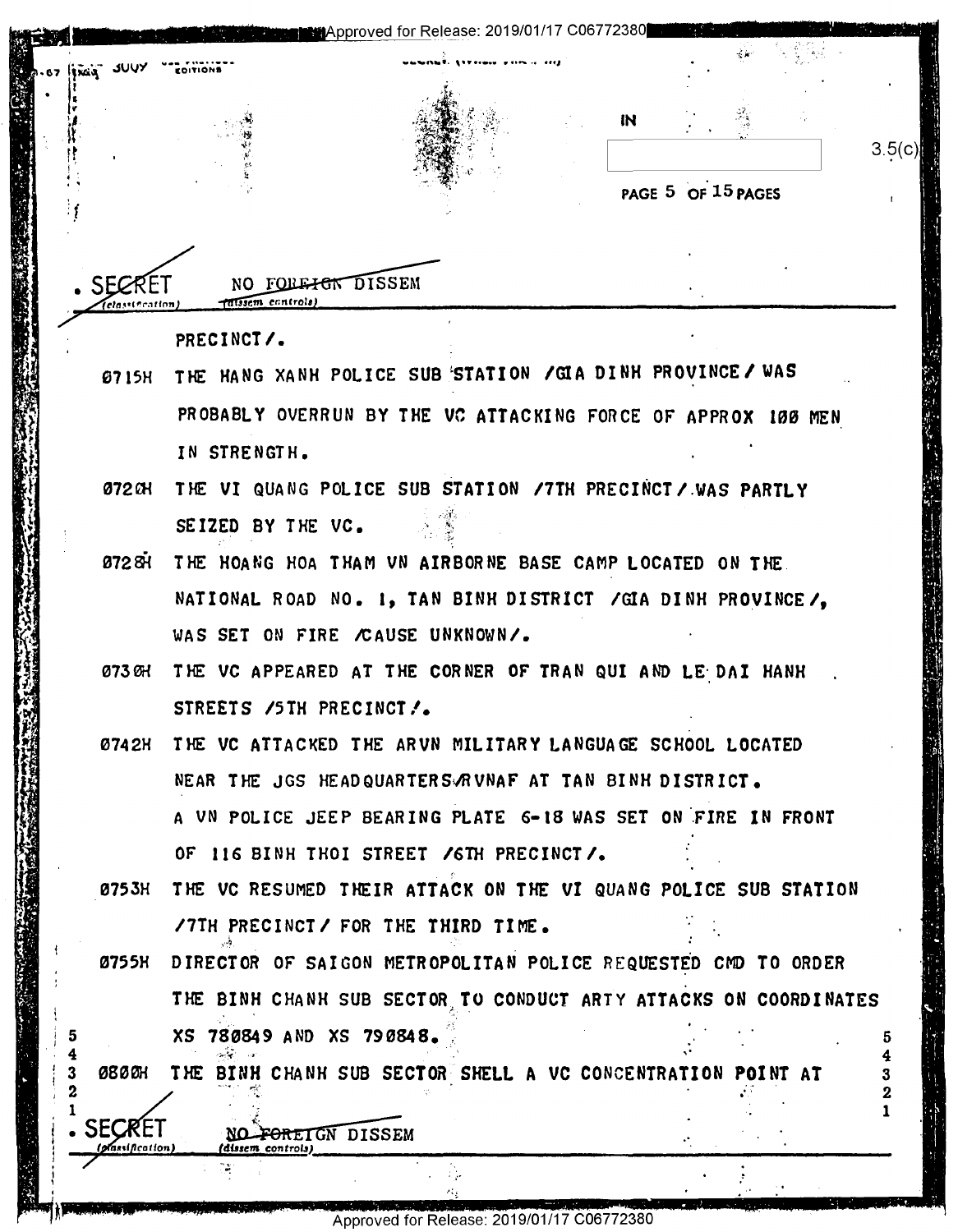SECRET NO FOREIGN DISSEM

PRECINCT/.

0715H THE HANG XANH POLICE SUB STATION /GIA DINH PROVINCE/ WAS PROBABLY OVERRUN BY THE VC ATTACKING FORCE OF APPROX 100 MEN IN STRENGTH.

0720H THE VI QUANG POLICE SUB STATION /7TH PRECINCT/ WAS PARTLY SEIZED BY THE VC.

0728H THE HOANG HOA THAM VN AIRBORNE BASE CAMP LOCATED ON THE NATIONAL ROAD NO. 1, TAN BINH DISTRICT /GIA DINH PROVINCE/, WAS SET ON FIRE /CAUSE UNKNOWN/.

0730H THE VC APPEARED AT THE CORNER OF TRAN QUI AND LE DAI HANH STREETS /5TH PRECINCT/.

0742H THE VC ATTACKED THE ARVN MILITARY LANGUAGE SCHOOL LOCATED NEAR THE JGS HEADQUARTERS/RVNAF AT TAN BINH DISTRICT. A VN POLICE JEEP BEARING PLATE 6-18 WAS SET ON FIRE IN FRONT OF 116 BINH THOI STREET /6TH PRECINCT/.

0753H THE VC RESUMED THEIR ATTACK ON THE VI QUANG POLICE SUB STATION /7TH PRECINCT/ FOR THE THIRD TIME.

0755H DIRECTOR OF SAIGON METROPOLITAN POLICE REQUESTED CMD TO ORDER THE BINH CHANH SUB SECTOR TO CONDUCT ARTY ATTACKS ON COORDINATES XS 780849 AND XS 790848.

0800H THE BINH CHANH SUB SECTOR SHELL A VC CONCENTRATION POINT AT

SECRET NO FOREIGN DISSEM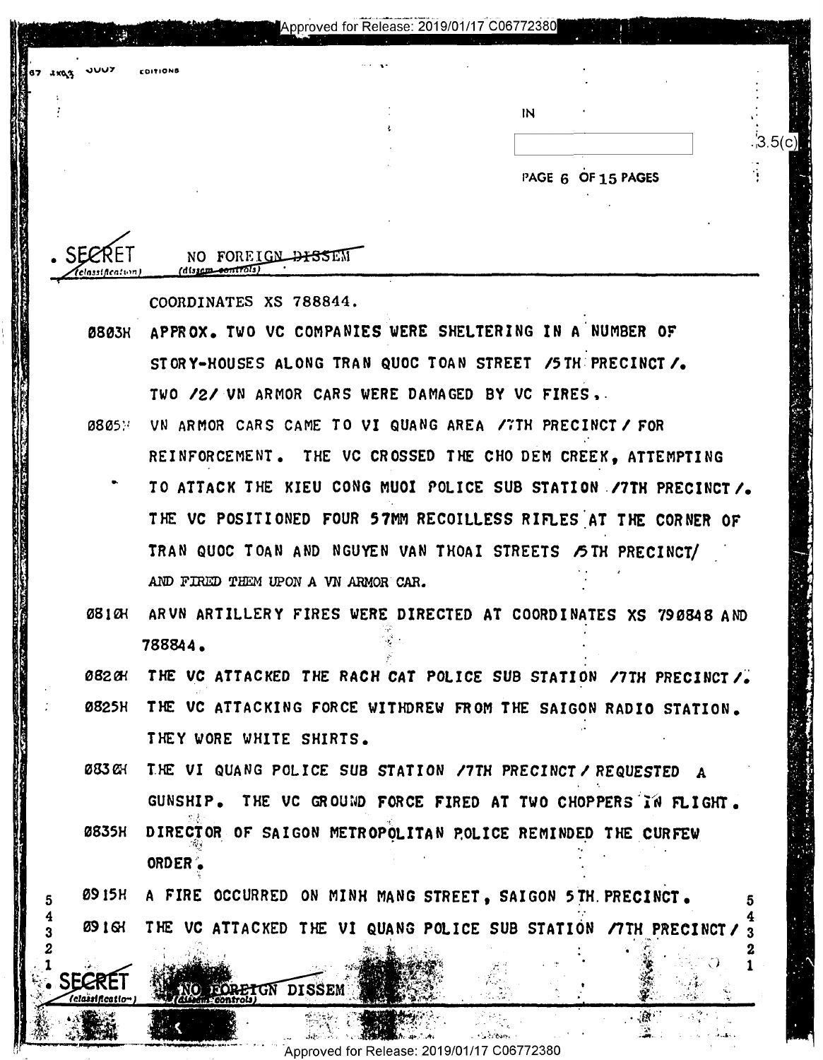SECRET NO FOREIGN DISSEM

COORDINATES XS 788844.

0803H APPROX. TWO VC COMPANIES WERE SHELTERING IN A NUMBER OF STORY-HOUSES ALONG TRAN QUOC TOAN STREET /5TH PRECINCT/. TWO /2/ VN ARMOR CARS WERE DAMAGED BY VC FIRES.

0805H VN ARMOR CARS CAME TO VI QUANG AREA /7TH PRECINCT/ FOR REINFORCEMENT. THE VC CROSSED THE CHO DEM CREEK, ATTEMPTING TO ATTACK THE KIEU CONG MUOI POLICE SUB STATION /7TH PRECINCT/. THE VC POSITIONED FOUR 57MM RECOILLESS RIFLES AT THE CORNER OF TRAN QUOC TOAN AND NGUYEN VAN THOAI STREETS /5TH PRECINCT/ AND FIRED THEM UPON A VN ARMOR CAR.

0810H ARVN ARTILLERY FIRES WERE DIRECTED AT COORDINATES XS 790848 AND 788844.

0820H THE VC ATTACKED THE RACH CAT POLICE SUB STATION /7TH PRECINCT/.

0825H THE VC ATTACKING FORCE WITHDREW FROM THE SAIGON RADIO STATION. THEY WORE WHITE SHIRTS.

0830H THE VI QUANG POLICE SUB STATION /7TH PRECINCT/ REQUESTED A GUNSHIP. THE VC GROUND FORCE FIRED AT TWO CHOPPERS IN FLIGHT.

0835H DIRECTOR OF SAIGON METROPOLITAN POLICE REMINDED THE CURFEW ORDER.

0915H A FIRE OCCURRED ON MINH MANG STREET, SAIGON 5TH PRECINCT.

0916H THE VC ATTACKED THE VI QUANG POLICE SUB STATION /7TH PRECINCT/

SECRET NO FOREIGN DISSEM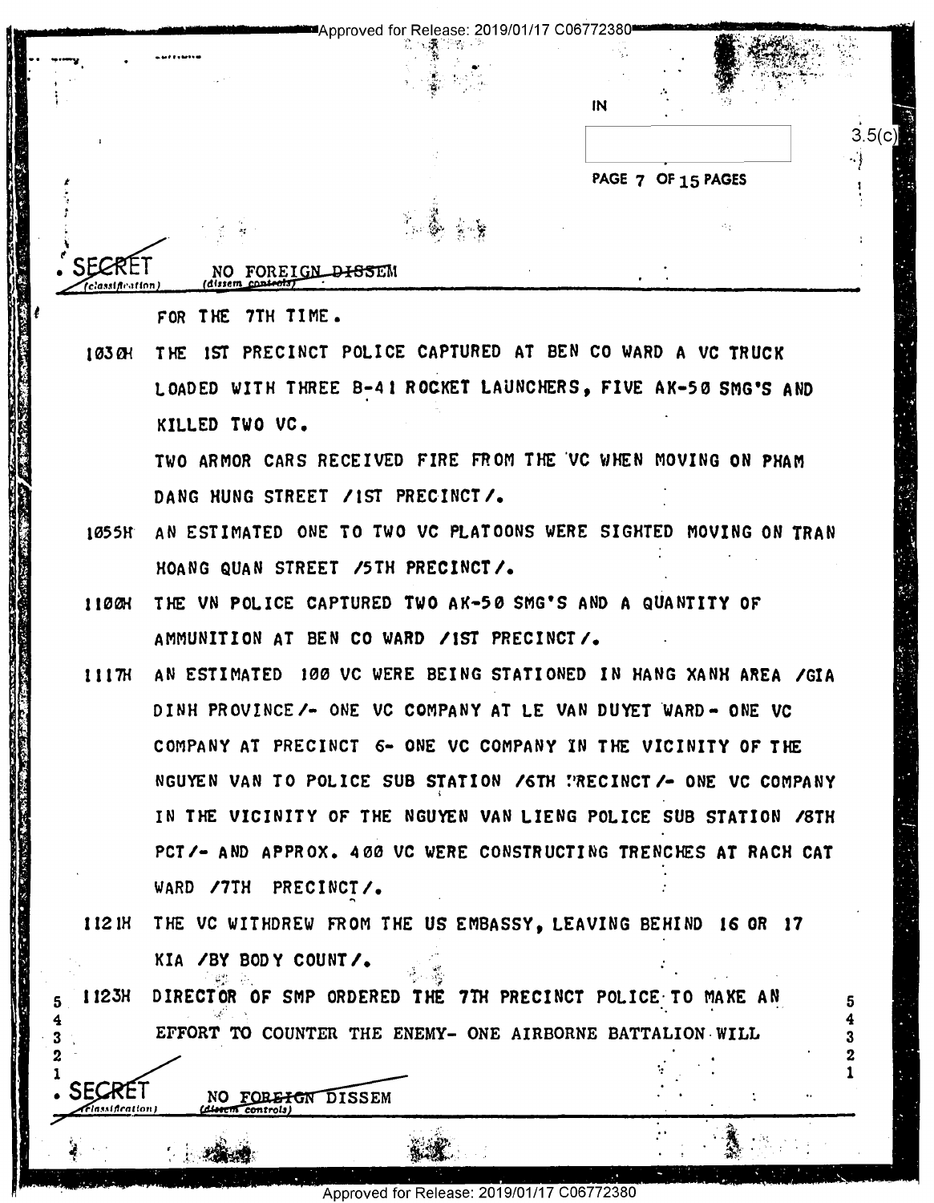SECRET NO FOREIGN DISSEM

FOR THE 7TH TIME.

1030H THE 1ST PRECINCT POLICE CAPTURED AT BEN CO WARD A VC TRUCK LOADED WITH THREE B-41 ROCKET LAUNCHERS, FIVE AK-50 SMG'S AND KILLED TWO VC.

TWO ARMOR CARS RECEIVED FIRE FROM THE VC WHEN MOVING ON PHAM DANG HUNG STREET /1ST PRECINCT/.

1055H AN ESTIMATED ONE TO TWO VC PLATOONS WERE SIGHTED MOVING ON TRAN HOANG QUAN STREET /5TH PRECINCT/.

1100H THE VN POLICE CAPTURED TWO AK-50 SMG'S AND A QUANTITY OF AMMUNITION AT BEN CO WARD /1ST PRECINCT/.

1117H AN ESTIMATED 100 VC WERE BEING STATIONED IN HANG XANH AREA /GIA DINH PROVINCE/- ONE VC COMPANY AT LE VAN DUYET WARD- ONE VC COMPANY AT PRECINCT 6- ONE VC COMPANY IN THE VICINITY OF THE NGUYEN VAN TO POLICE SUB STATION /6TH PRECINCT/- ONE VC COMPANY IN THE VICINITY OF THE NGUYEN VAN LIENG POLICE SUB STATION /8TH PCT/- AND APPROX. 400 VC WERE CONSTRUCTING TRENCHES AT RACH CAT WARD /7TH PRECINCT/.

1121H THE VC WITHDREW FROM THE US EMBASSY, LEAVING BEHIND 16 OR 17 KIA /BY BODY COUNT/.

1123H DIRECTOR OF SMP ORDERED THE 7TH PRECINCT POLICE TO MAKE AN EFFORT TO COUNTER THE ENEMY- ONE AIRBORNE BATTALION WILL

SECRET NO FOREIGN DISSEM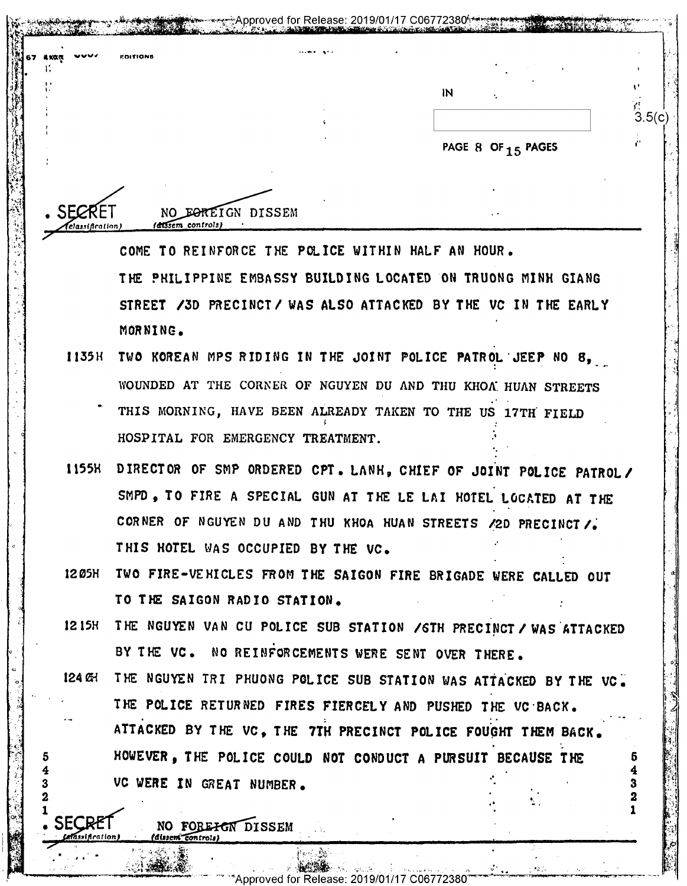IN

3.5(c)

SECRET NO FOREIGN DISSEM

COME TO REINFORCE THE POLICE WITHIN HALF AN HOUR.

THE PHILIPPINE EMBASSY BUILDING LOCATED ON TRUONG MINH GIANG STREET /3D PRECINCT/ WAS ALSO ATTACKED BY THE VC IN THE EARLY MORNING.

1135H TWO KOREAN MPS RIDING IN THE JOINT POLICE PATROL JEEP NO 8, WOUNDED AT THE CORNER OF NGUYEN DU AND THU KHOA HUAN STREETS THIS MORNING, HAVE BEEN ALREADY TAKEN TO THE US 17TH FIELD HOSPITAL FOR EMERGENCY TREATMENT.

1155H DIRECTOR OF SMP ORDERED CPT. LANH, CHIEF OF JOINT POLICE PATROL/ SMPD, TO FIRE A SPECIAL GUN AT THE LE LAI HOTEL LOCATED AT THE CORNER OF NGUYEN DU AND THU KHOA HUAN STREETS /2D PRECINCT/. THIS HOTEL WAS OCCUPIED BY THE VC.

1205H TWO FIRE-VEHICLES FROM THE SAIGON FIRE BRIGADE WERE CALLED OUT TO THE SAIGON RADIO STATION.

1215H THE NGUYEN VAN CU POLICE SUB STATION /6TH PRECINCT/ WAS ATTACKED BY THE VC. NO REINFORCEMENTS WERE SENT OVER THERE.

1240H THE NGUYEN TRI PHUONG POLICE SUB STATION WAS ATTACKED BY THE VC. THE POLICE RETURNED FIRES FIERCELY AND PUSHED THE VC BACK. ATTACKED BY THE VC, THE 7TH PRECINCT POLICE FOUGHT THEM BACK. HOWEVER, THE POLICE COULD NOT CONDUCT A PURSUIT BECAUSE THE VC WERE IN GREAT NUMBER.

SECRET NO FOREIGN DISSEM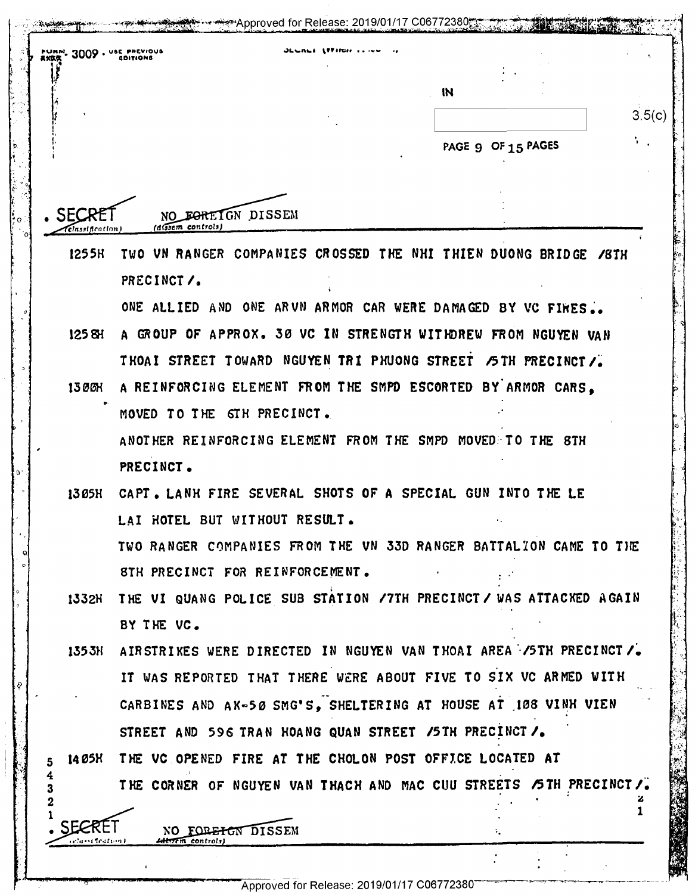FORM 3009 USE PREVIOUS EDITIONS

IN

3.5(c)

SECRET NO FOREIGN DISSEM
(classification) (dissem controls)

1255H TWO VN RANGER COMPANIES CROSSED THE NHI THIEN DUONG BRIDGE /8TH PRECINCT/.

ONE ALLIED AND ONE ARVN ARMOR CAR WERE DAMAGED BY VC FIRES..

1258H A GROUP OF APPROX. 30 VC IN STRENGTH WITHDREW FROM NGUYEN VAN THOAI STREET TOWARD NGUYEN TRI PHUONG STREET /5TH PRECINCT/.

1300H A REINFORCING ELEMENT FROM THE SMPD ESCORTED BY ARMOR CARS, MOVED TO THE 6TH PRECINCT.

ANOTHER REINFORCING ELEMENT FROM THE SMPD MOVED TO THE 8TH PRECINCT.

1305H CAPT. LANH FIRE SEVERAL SHOTS OF A SPECIAL GUN INTO THE LE LAI HOTEL BUT WITHOUT RESULT.

TWO RANGER COMPANIES FROM THE VN 33D RANGER BATTALION CAME TO THE 8TH PRECINCT FOR REINFORCEMENT.

1332H THE VI QUANG POLICE SUB STATION /7TH PRECINCT/ WAS ATTACKED AGAIN BY THE VC.

1353H AIRSTRIKES WERE DIRECTED IN NGUYEN VAN THOAI AREA /5TH PRECINCT/.

IT WAS REPORTED THAT THERE WERE ABOUT FIVE TO SIX VC ARMED WITH CARBINES AND AK-50 SMG'S, SHELTERING AT HOUSE AT 108 VINH VIEN STREET AND 596 TRAN HOANG QUAN STREET /5TH PRECINCT/.

1405H THE VC OPENED FIRE AT THE CHOLON POST OFFICE LOCATED AT THE CORNER OF NGUYEN VAN THACH AND MAC CUU STREETS /5TH PRECINCT/.

SECRET NO FOREIGN DISSEM
(classification) (dissem controls)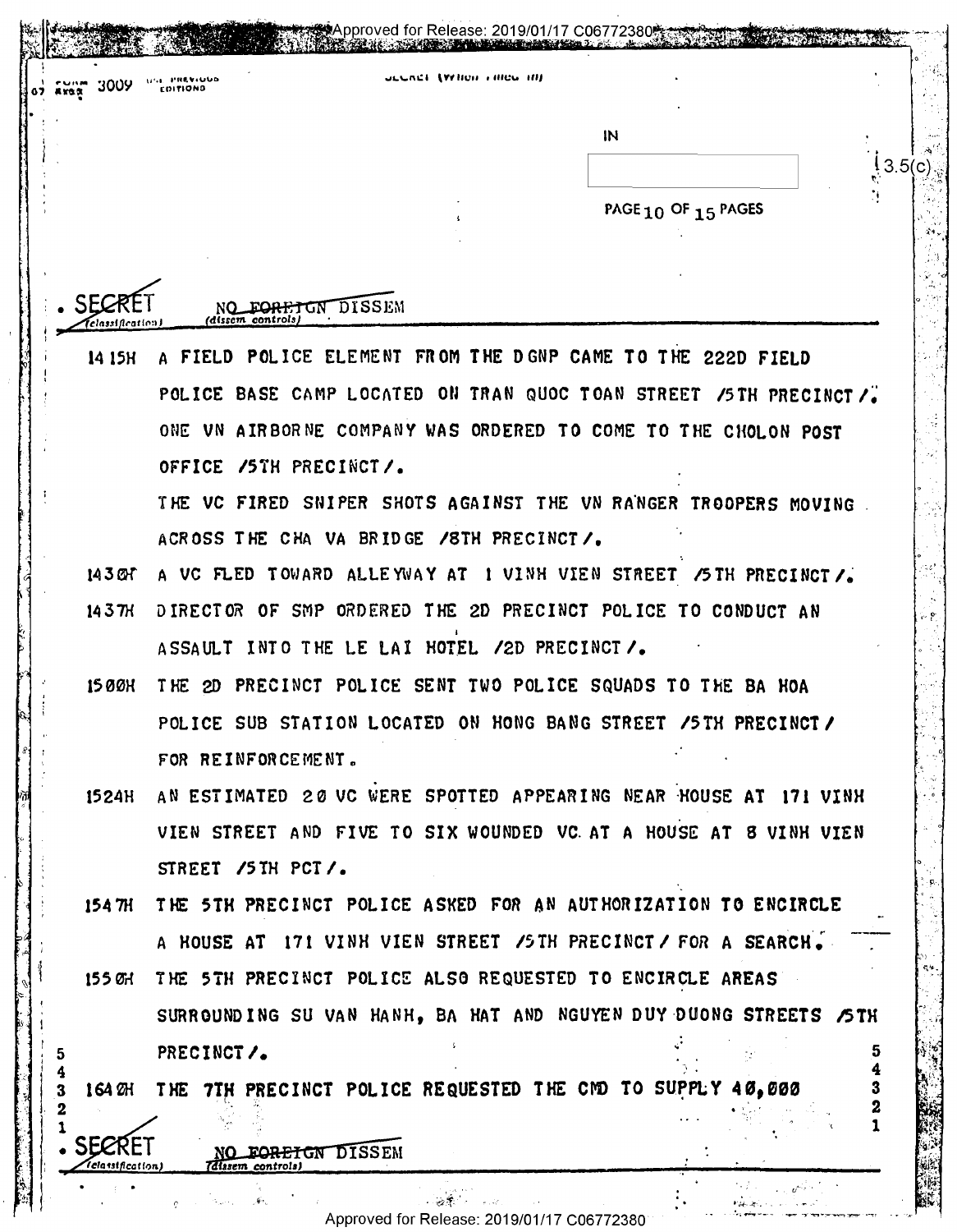SECRET NO FOREIGN DISSEM

1415H A FIELD POLICE ELEMENT FROM THE DGNP CAME TO THE 222D FIELD POLICE BASE CAMP LOCATED ON TRAN QUOC TOAN STREET /5TH PRECINCT/. ONE VN AIRBORNE COMPANY WAS ORDERED TO COME TO THE CHOLON POST OFFICE /5TH PRECINCT/.

THE VC FIRED SNIPER SHOTS AGAINST THE VN RANGER TROOPERS MOVING ACROSS THE CHA VA BRIDGE /8TH PRECINCT/.

1430H A VC FLED TOWARD ALLEYWAY AT 1 VINH VIEN STREET /5TH PRECINCT/.

1437H DIRECTOR OF SMP ORDERED THE 2D PRECINCT POLICE TO CONDUCT AN ASSAULT INTO THE LE LAI HOTEL /2D PRECINCT/.

1500H THE 2D PRECINCT POLICE SENT TWO POLICE SQUADS TO THE BA HOA POLICE SUB STATION LOCATED ON HONG BANG STREET /5TH PRECINCT/ FOR REINFORCEMENT.

1524H AN ESTIMATED 20 VC WERE SPOTTED APPEARING NEAR HOUSE AT 171 VINH VIEN STREET AND FIVE TO SIX WOUNDED VC AT A HOUSE AT 8 VINH VIEN STREET /5TH PCT/.

1547H THE 5TH PRECINCT POLICE ASKED FOR AN AUTHORIZATION TO ENCIRCLE A HOUSE AT 171 VINH VIEN STREET /5TH PRECINCT/ FOR A SEARCH.

1550H THE 5TH PRECINCT POLICE ALSO REQUESTED TO ENCIRCLE AREAS SURROUNDING SU VAN HANH, BA HAT AND NGUYEN DUY DUONG STREETS /5TH PRECINCT/.

1640H THE 7TH PRECINCT POLICE REQUESTED THE CMD TO SUPPLY 40,000

SECRET NO FOREIGN DISSEM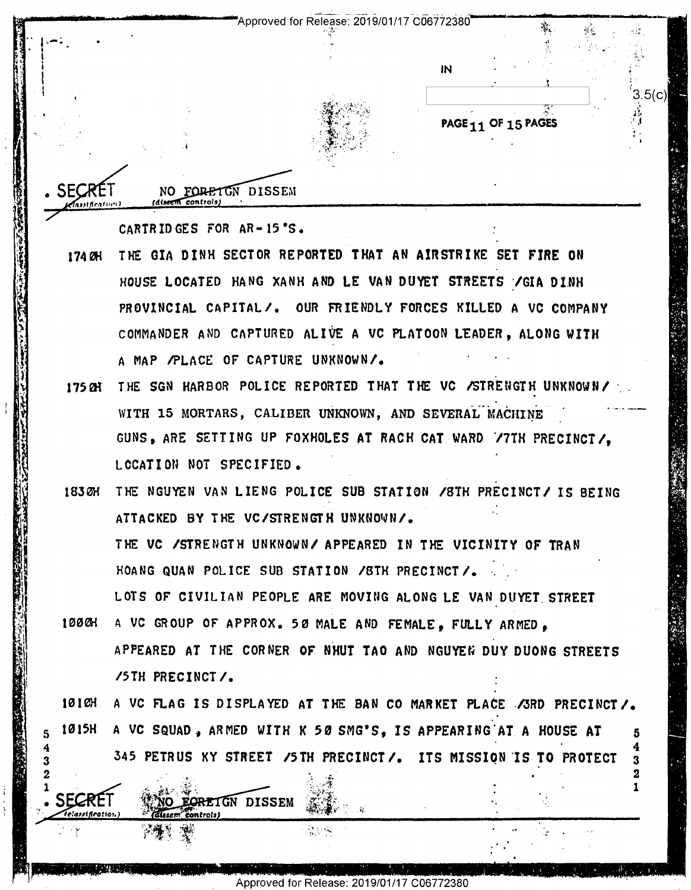SECRET NO FOREIGN DISSEM

CARTRIDGES FOR AR-15'S.

1740H THE GIA DINH SECTOR REPORTED THAT AN AIRSTRIKE SET FIRE ON HOUSE LOCATED HANG XANH AND LE VAN DUYET STREETS /GIA DINH PROVINCIAL CAPITAL/. OUR FRIENDLY FORCES KILLED A VC COMPANY COMMANDER AND CAPTURED ALIVE A VC PLATOON LEADER, ALONG WITH A MAP /PLACE OF CAPTURE UNKNOWN/.

1750H THE SGN HARBOR POLICE REPORTED THAT THE VC /STRENGTH UNKNOWN/ WITH 15 MORTARS, CALIBER UNKNOWN, AND SEVERAL MACHINE GUNS, ARE SETTING UP FOXHOLES AT RACH CAT WARD /7TH PRECINCT/, LOCATION NOT SPECIFIED.

1830H THE NGUYEN VAN LIENG POLICE SUB STATION /8TH PRECINCT/ IS BEING ATTACKED BY THE VC/STRENGTH UNKNOWN/.

THE VC /STRENGTH UNKNOWN/ APPEARED IN THE VICINITY OF TRAN HOANG QUAN POLICE SUB STATION /8TH PRECINCT/.

LOTS OF CIVILIAN PEOPLE ARE MOVING ALONG LE VAN DUYET STREET

1000H A VC GROUP OF APPROX. 50 MALE AND FEMALE, FULLY ARMED, APPEARED AT THE CORNER OF NHUT TAO AND NGUYEN DUY DUONG STREETS /5TH PRECINCT/.

1010H A VC FLAG IS DISPLAYED AT THE BAN CO MARKET PLACE /3RD PRECINCT/.

1015H A VC SQUAD, ARMED WITH K 50 SMG'S, IS APPEARING AT A HOUSE AT 345 PETRUS KY STREET /5TH PRECINCT/. ITS MISSION IS TO PROTECT

SECRET NO FOREIGN DISSEM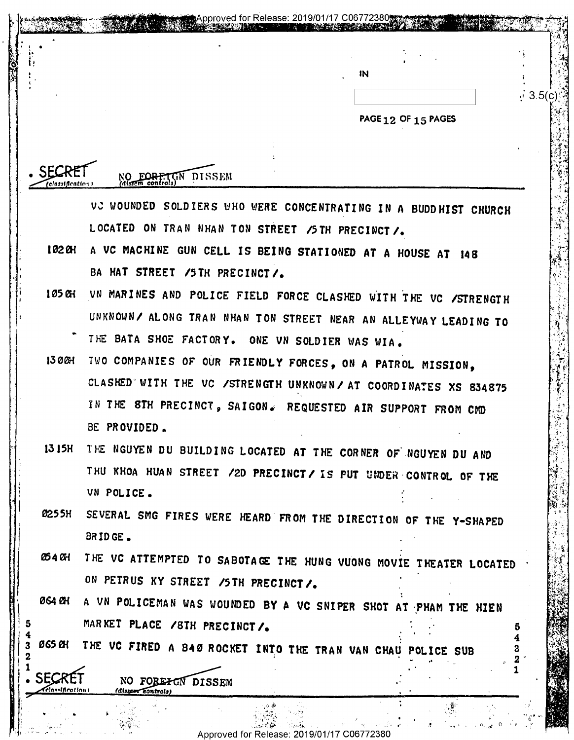IN

3.5(c)

SECRET NO FOREIGN DISSEM

VC WOUNDED SOLDIERS WHO WERE CONCENTRATING IN A BUDDHIST CHURCH LOCATED ON TRAN NHAN TON STREET /5TH PRECINCT/.

1020H A VC MACHINE GUN CELL IS BEING STATIONED AT A HOUSE AT 148 BA HAT STREET /5TH PRECINCT/.

1050H VN MARINES AND POLICE FIELD FORCE CLASHED WITH THE VC /STRENGTH UNKNOWN/ ALONG TRAN NHAN TON STREET NEAR AN ALLEYWAY LEADING TO THE BATA SHOE FACTORY. ONE VN SOLDIER WAS WIA.

1300H TWO COMPANIES OF OUR FRIENDLY FORCES, ON A PATROL MISSION, CLASHED WITH THE VC /STRENGTH UNKNOWN/ AT COORDINATES XS 834875 IN THE 8TH PRECINCT, SAIGON. REQUESTED AIR SUPPORT FROM CMD BE PROVIDED.

1315H THE NGUYEN DU BUILDING LOCATED AT THE CORNER OF NGUYEN DU AND THU KHOA HUAN STREET /2D PRECINCT/ IS PUT UNDER CONTROL OF THE VN POLICE.

0255H SEVERAL SMG FIRES WERE HEARD FROM THE DIRECTION OF THE Y-SHAPED BRIDGE.

0540H THE VC ATTEMPTED TO SABOTAGE THE HUNG VUONG MOVIE THEATER LOCATED ON PETRUS KY STREET /5TH PRECINCT/.

0640H A VN POLICEMAN WAS WOUNDED BY A VC SNIPER SHOT AT PHAM THE HIEN MARKET PLACE /8TH PRECINCT/.

0650H THE VC FIRED A B40 ROCKET INTO THE TRAN VAN CHAU POLICE SUB

SECRET NO FOREIGN DISSEM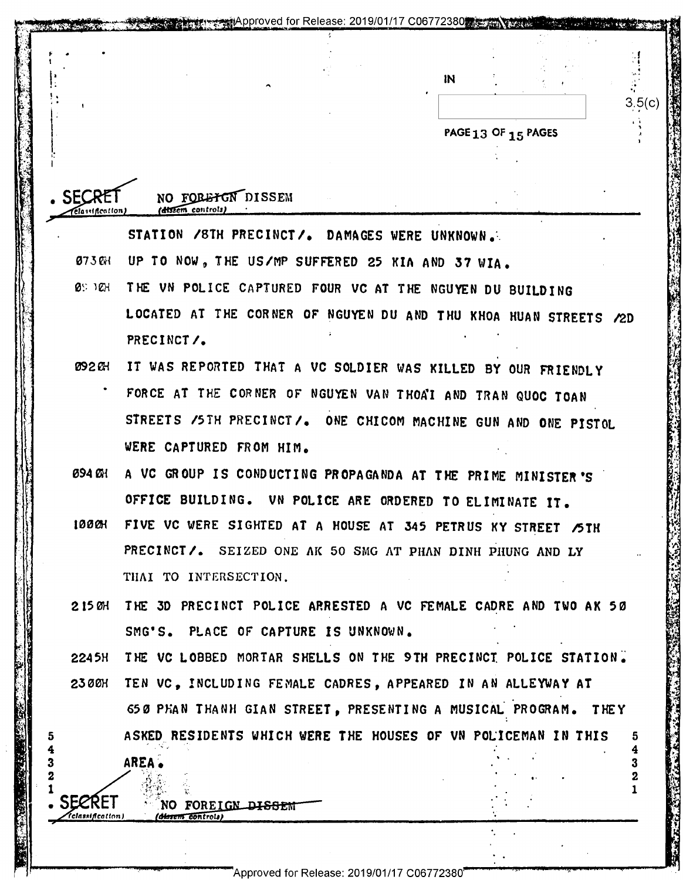SECRET NO FOREIGN DISSEM

STATION /8TH PRECINCT/. DAMAGES WERE UNKNOWN.

0730H UP TO NOW, THE US/MP SUFFERED 25 KIA AND 37 WIA.

0910H THE VN POLICE CAPTURED FOUR VC AT THE NGUYEN DU BUILDING LOCATED AT THE CORNER OF NGUYEN DU AND THU KHOA HUAN STREETS /2D PRECINCT/.

0920H IT WAS REPORTED THAT A VC SOLDIER WAS KILLED BY OUR FRIENDLY FORCE AT THE CORNER OF NGUYEN VAN THOAI AND TRAN QUOC TOAN STREETS /5TH PRECINCT/. ONE CHICOM MACHINE GUN AND ONE PISTOL WERE CAPTURED FROM HIM.

0940H A VC GROUP IS CONDUCTING PROPAGANDA AT THE PRIME MINISTER'S OFFICE BUILDING. VN POLICE ARE ORDERED TO ELIMINATE IT.

1000H FIVE VC WERE SIGHTED AT A HOUSE AT 345 PETRUS KY STREET /5TH PRECINCT/. SEIZED ONE AK 50 SMG AT PHAN DINH PHUNG AND LY THAI TO INTERSECTION.

2150H THE 3D PRECINCT POLICE ARRESTED A VC FEMALE CADRE AND TWO AK 50 SMG'S. PLACE OF CAPTURE IS UNKNOWN.

2245H THE VC LOBBED MORTAR SHELLS ON THE 9TH PRECINCT POLICE STATION.

2300H TEN VC, INCLUDING FEMALE CADRES, APPEARED IN AN ALLEYWAY AT 650 PHAN THANH GIAN STREET, PRESENTING A MUSICAL PROGRAM. THEY ASKED RESIDENTS WHICH WERE THE HOUSES OF VN POLICEMAN IN THIS AREA.

SECRET NO FOREIGN DISSEM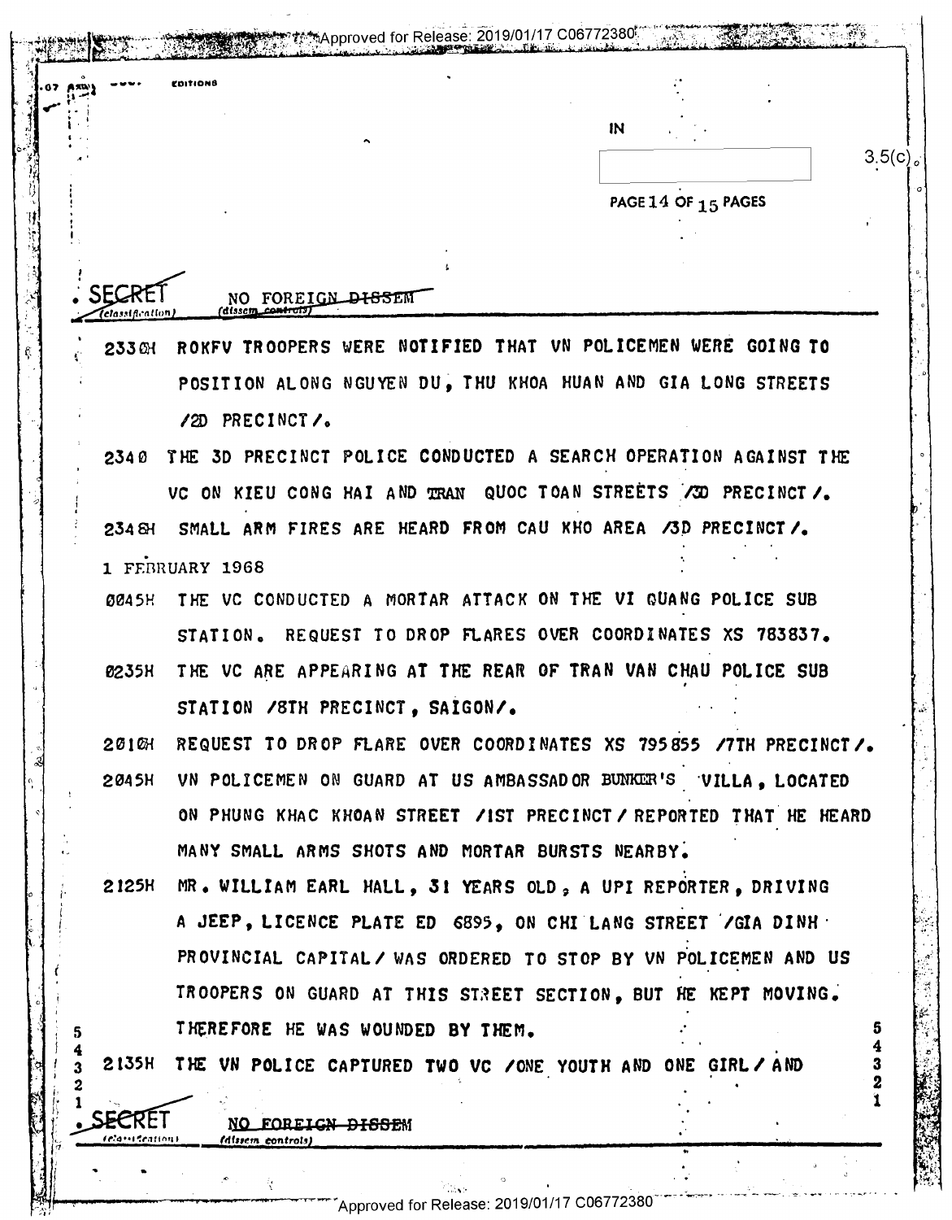IN

3.5(c)

SECRET NO FOREIGN DISSEM
(classification) (dissem controls)

2330H ROKFV TROOPERS WERE NOTIFIED THAT VN POLICEMEN WERE GOING TO POSITION ALONG NGUYEN DU, THU KHOA HUAN AND GIA LONG STREETS /2D PRECINCT/.

2340 THE 3D PRECINCT POLICE CONDUCTED A SEARCH OPERATION AGAINST THE VC ON KIEU CONG HAI AND TRAN QUOC TOAN STREETS /3D PRECINCT/.

2348H SMALL ARM FIRES ARE HEARD FROM CAU KHO AREA /3D PRECINCT/.

1 FEBRUARY 1968

0045H THE VC CONDUCTED A MORTAR ATTACK ON THE VI QUANG POLICE SUB STATION. REQUEST TO DROP FLARES OVER COORDINATES XS 783837.

0235H THE VC ARE APPEARING AT THE REAR OF TRAN VAN CHAU POLICE SUB STATION /8TH PRECINCT, SAIGON/.

2010H REQUEST TO DROP FLARE OVER COORDINATES XS 795855 /7TH PRECINCT/.

2045H VN POLICEMEN ON GUARD AT US AMBASSADOR BUNKER'S VILLA, LOCATED ON PHUNG KHAC KHOAN STREET /1ST PRECINCT/ REPORTED THAT HE HEARD MANY SMALL ARMS SHOTS AND MORTAR BURSTS NEARBY.

2125H MR. WILLIAM EARL HALL, 31 YEARS OLD, A UPI REPORTER, DRIVING A JEEP, LICENCE PLATE ED 6895, ON CHI LANG STREET /GIA DINH PROVINCIAL CAPITAL/ WAS ORDERED TO STOP BY VN POLICEMEN AND US TROOPERS ON GUARD AT THIS STREET SECTION, BUT HE KEPT MOVING. THEREFORE HE WAS WOUNDED BY THEM.

2135H THE VN POLICE CAPTURED TWO VC /ONE YOUTH AND ONE GIRL/ AND

SECRET NO FOREIGN DISSEM
(classification) (dissem controls)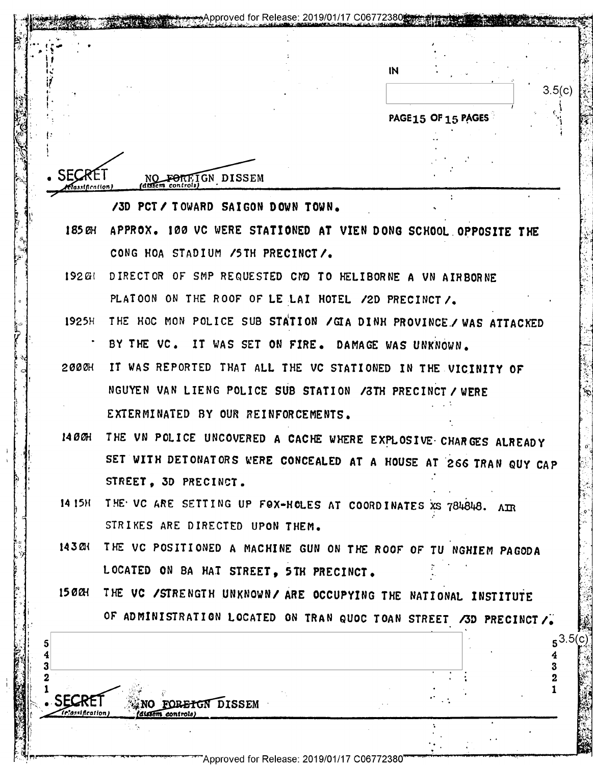SECRET NO FOREIGN DISSEM

/3D PCT/ TOWARD SAIGON DOWN TOWN.

1850H APPROX. 100 VC WERE STATIONED AT VIEN DONG SCHOOL OPPOSITE THE CONG HOA STADIUM /5TH PRECINCT/.

1920H DIRECTOR OF SMP REQUESTED CMD TO HELIBORNE A VN AIRBORNE PLATOON ON THE ROOF OF LE LAI HOTEL /2D PRECINCT/.

1925H THE HOC MON POLICE SUB STATION /GIA DINH PROVINCE/ WAS ATTACKED BY THE VC. IT WAS SET ON FIRE. DAMAGE WAS UNKNOWN.

2000H IT WAS REPORTED THAT ALL THE VC STATIONED IN THE VICINITY OF NGUYEN VAN LIENG POLICE SUB STATION /8TH PRECINCT/ WERE EXTERMINATED BY OUR REINFORCEMENTS.

1400H THE VN POLICE UNCOVERED A CACHE WHERE EXPLOSIVE CHARGES ALREADY SET WITH DETONATORS WERE CONCEALED AT A HOUSE AT 266 TRAN QUY CAP STREET, 3D PRECINCT.

1415H THE VC ARE SETTING UP FOX-HOLES AT COORDINATES XS 784848. AIR STRIKES ARE DIRECTED UPON THEM.

1430H THE VC POSITIONED A MACHINE GUN ON THE ROOF OF TU NGHIEM PAGODA LOCATED ON BA HAT STREET, 5TH PRECINCT.

1500H THE VC /STRENGTH UNKNOWN/ ARE OCCUPYING THE NATIONAL INSTITUTE OF ADMINISTRATION LOCATED ON TRAN QUOC TOAN STREET /3D PRECINCT/.

SECRET NO FOREIGN DISSEM